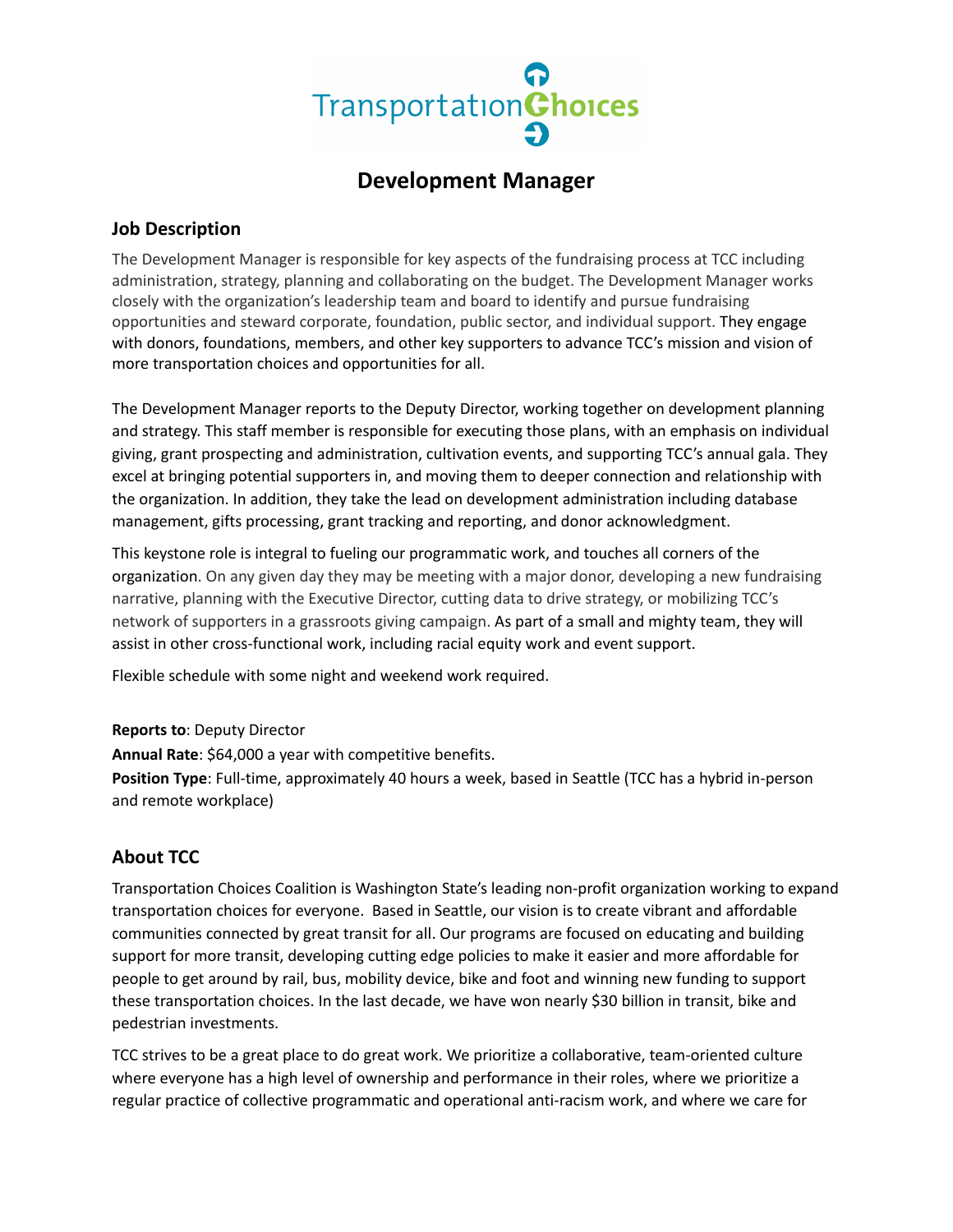Transportation Choices

# Development Manager

## Job Description

The Development Manager is responsible for key aspects of the fundraising process at TCC including administration, strategy, planning and collaborating on the budget. The Development Manager works closely with the organization's leadership team and board to identify and pursue fundraising opportunities and steward corporate, foundation, public sector, and individual support. They engage with donors, foundations, members, and other key supporters to advance TCC's mission and vision of more transportation choices and opportunities for all.

The Development Manager reports to the Deputy Director, working together on development planning and strategy. This staff member is responsible for executing those plans, with an emphasis on individual giving, grant prospecting and administration, cultivation events, and supporting TCC's annual gala. They excel at bringing potential supporters in, and moving them to deeper connection and relationship with the organization. In addition, they take the lead on development administration including database management, gifts processing, grant tracking and reporting, and donor acknowledgment.

This keystone role is integral to fueling our programmatic work, and touches all corners of the organization. On any given day they may be meeting with a major donor, developing a new fundraising narrative, planning with the Executive Director, cutting data to drive strategy, or mobilizing TCC's network of supporters in a grassroots giving campaign. As part of a small and mighty team, they will assist in other cross-functional work, including racial equity work and event support.

Flexible schedule with some night and weekend work required.

**Reports to**: Deputy Director
**Annual Rate**: $64,000 a year with competitive benefits.
**Position Type**: Full-time, approximately 40 hours a week, based in Seattle (TCC has a hybrid in-person and remote workplace)

## About TCC

Transportation Choices Coalition is Washington State's leading non-profit organization working to expand transportation choices for everyone. Based in Seattle, our vision is to create vibrant and affordable communities connected by great transit for all. Our programs are focused on educating and building support for more transit, developing cutting edge policies to make it easier and more affordable for people to get around by rail, bus, mobility device, bike and foot and winning new funding to support these transportation choices. In the last decade, we have won nearly $30 billion in transit, bike and pedestrian investments.

TCC strives to be a great place to do great work. We prioritize a collaborative, team-oriented culture where everyone has a high level of ownership and performance in their roles, where we prioritize a regular practice of collective programmatic and operational anti-racism work, and where we care for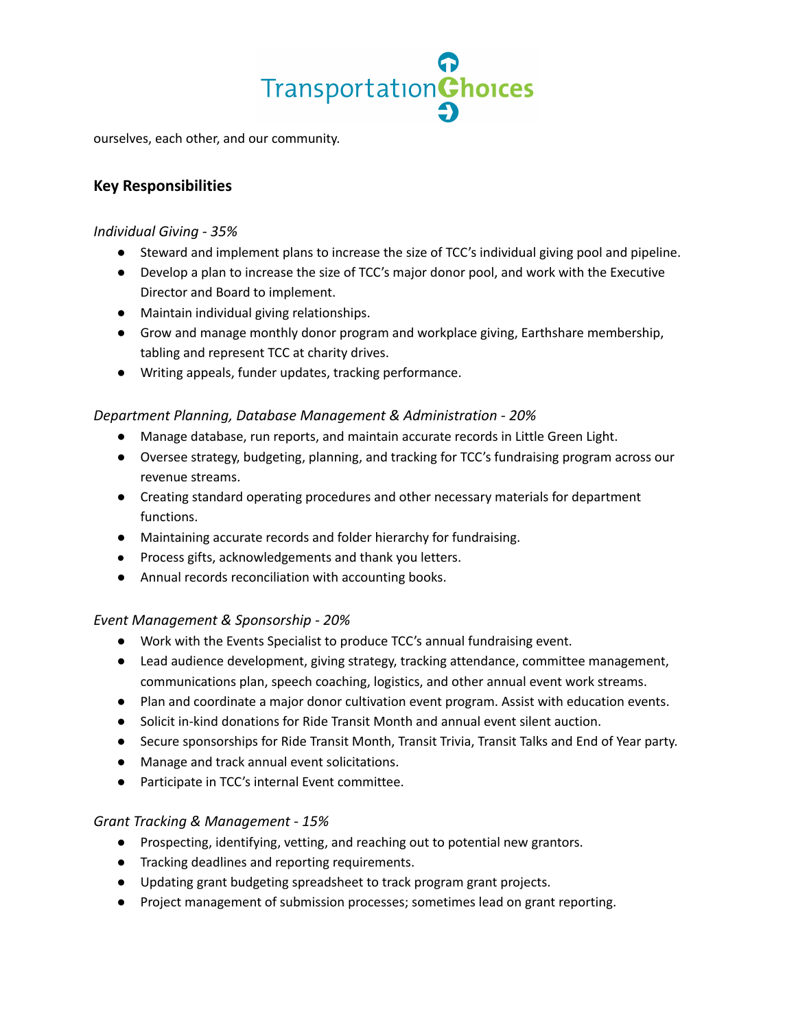ourselves, each other, and our community.

## Key Responsibilities

*Individual Giving - 35%*

- Steward and implement plans to increase the size of TCC's individual giving pool and pipeline.
- Develop a plan to increase the size of TCC's major donor pool, and work with the Executive Director and Board to implement.
- Maintain individual giving relationships.
- Grow and manage monthly donor program and workplace giving, Earthshare membership, tabling and represent TCC at charity drives.
- Writing appeals, funder updates, tracking performance.

*Department Planning, Database Management & Administration - 20%*

- Manage database, run reports, and maintain accurate records in Little Green Light.
- Oversee strategy, budgeting, planning, and tracking for TCC's fundraising program across our revenue streams.
- Creating standard operating procedures and other necessary materials for department functions.
- Maintaining accurate records and folder hierarchy for fundraising.
- Process gifts, acknowledgements and thank you letters.
- Annual records reconciliation with accounting books.

*Event Management & Sponsorship - 20%*

- Work with the Events Specialist to produce TCC's annual fundraising event.
- Lead audience development, giving strategy, tracking attendance, committee management, communications plan, speech coaching, logistics, and other annual event work streams.
- Plan and coordinate a major donor cultivation event program. Assist with education events.
- Solicit in-kind donations for Ride Transit Month and annual event silent auction.
- Secure sponsorships for Ride Transit Month, Transit Trivia, Transit Talks and End of Year party.
- Manage and track annual event solicitations.
- Participate in TCC's internal Event committee.

*Grant Tracking & Management - 15%*

- Prospecting, identifying, vetting, and reaching out to potential new grantors.
- Tracking deadlines and reporting requirements.
- Updating grant budgeting spreadsheet to track program grant projects.
- Project management of submission processes; sometimes lead on grant reporting.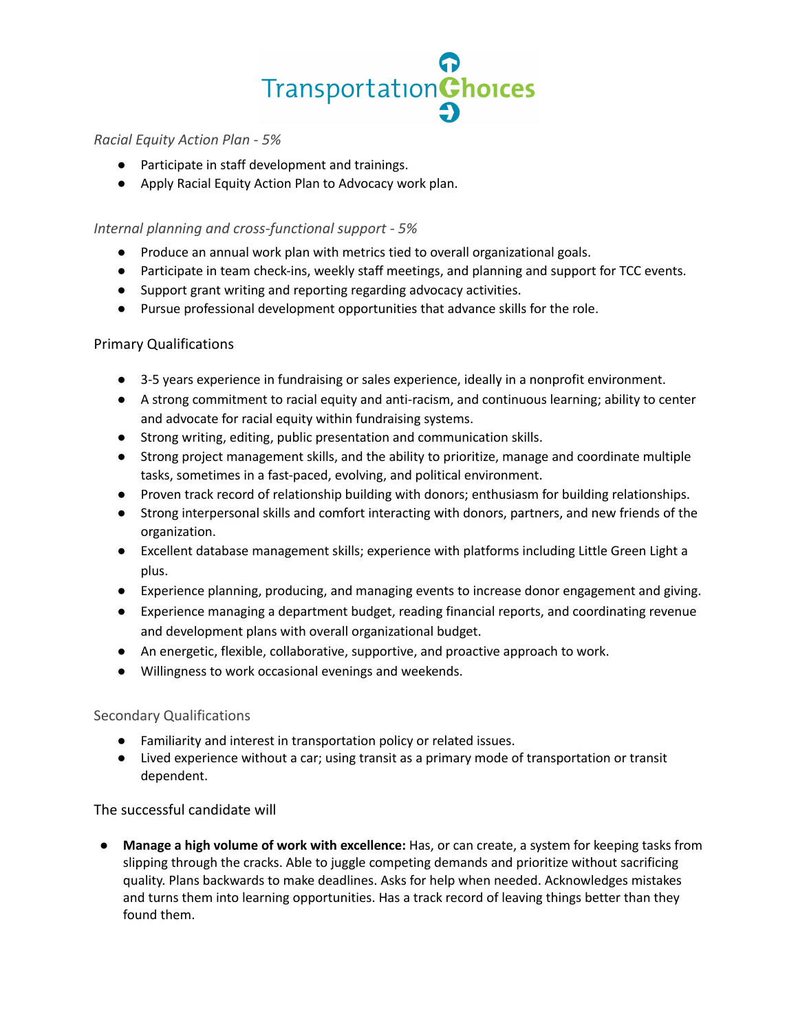*Racial Equity Action Plan - 5%*

- Participate in staff development and trainings.
- Apply Racial Equity Action Plan to Advocacy work plan.

*Internal planning and cross-functional support - 5%*

- Produce an annual work plan with metrics tied to overall organizational goals.
- Participate in team check-ins, weekly staff meetings, and planning and support for TCC events.
- Support grant writing and reporting regarding advocacy activities.
- Pursue professional development opportunities that advance skills for the role.

## Primary Qualifications

- 3-5 years experience in fundraising or sales experience, ideally in a nonprofit environment.
- A strong commitment to racial equity and anti-racism, and continuous learning; ability to center and advocate for racial equity within fundraising systems.
- Strong writing, editing, public presentation and communication skills.
- Strong project management skills, and the ability to prioritize, manage and coordinate multiple tasks, sometimes in a fast-paced, evolving, and political environment.
- Proven track record of relationship building with donors; enthusiasm for building relationships.
- Strong interpersonal skills and comfort interacting with donors, partners, and new friends of the organization.
- Excellent database management skills; experience with platforms including Little Green Light a plus.
- Experience planning, producing, and managing events to increase donor engagement and giving.
- Experience managing a department budget, reading financial reports, and coordinating revenue and development plans with overall organizational budget.
- An energetic, flexible, collaborative, supportive, and proactive approach to work.
- Willingness to work occasional evenings and weekends.

## Secondary Qualifications

- Familiarity and interest in transportation policy or related issues.
- Lived experience without a car; using transit as a primary mode of transportation or transit dependent.

## The successful candidate will

- **Manage a high volume of work with excellence:** Has, or can create, a system for keeping tasks from slipping through the cracks. Able to juggle competing demands and prioritize without sacrificing quality. Plans backwards to make deadlines. Asks for help when needed. Acknowledges mistakes and turns them into learning opportunities. Has a track record of leaving things better than they found them.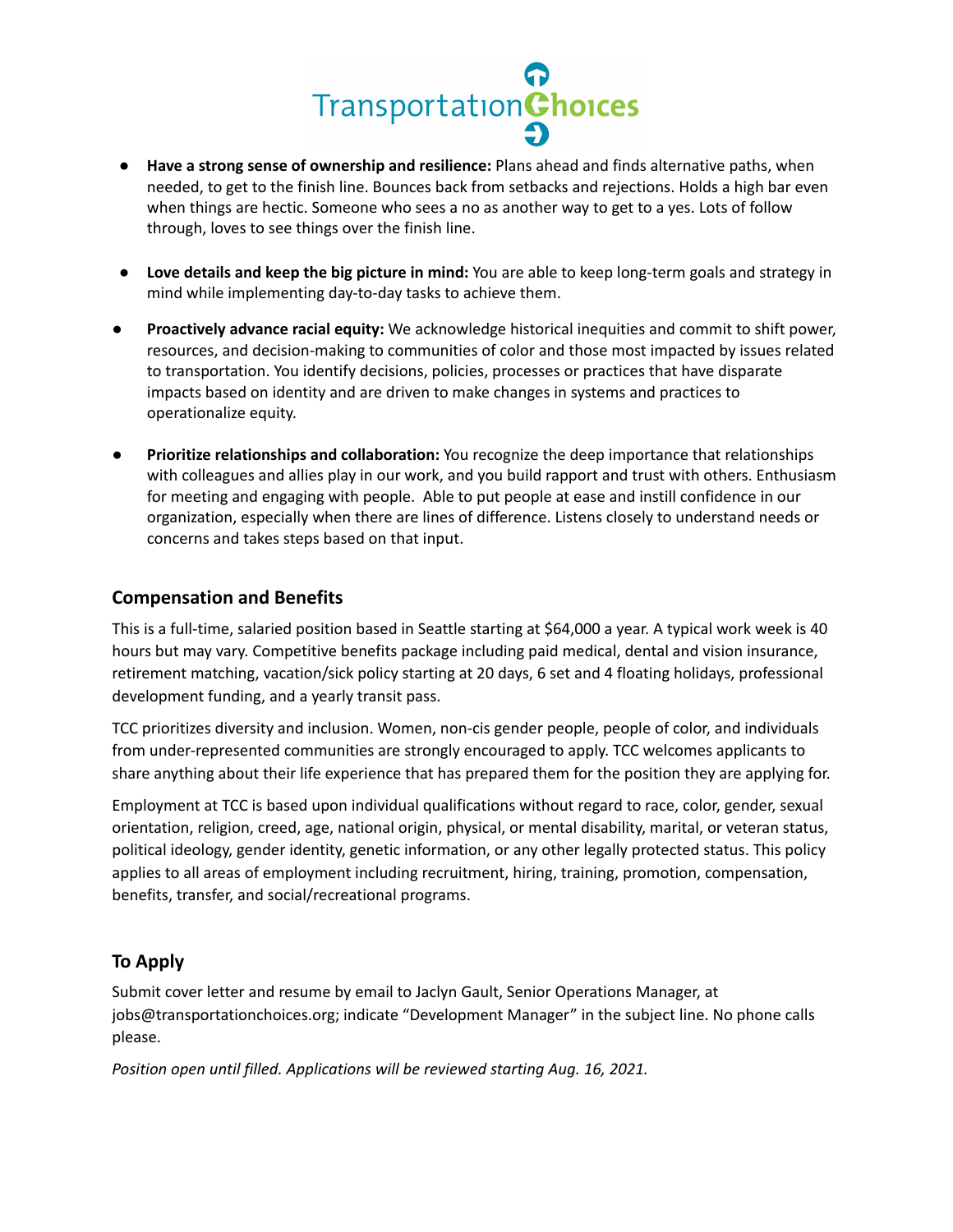- **Have a strong sense of ownership and resilience:** Plans ahead and finds alternative paths, when needed, to get to the finish line. Bounces back from setbacks and rejections. Holds a high bar even when things are hectic. Someone who sees a no as another way to get to a yes. Lots of follow through, loves to see things over the finish line.

- **Love details and keep the big picture in mind:** You are able to keep long-term goals and strategy in mind while implementing day-to-day tasks to achieve them.

- **Proactively advance racial equity:** We acknowledge historical inequities and commit to shift power, resources, and decision-making to communities of color and those most impacted by issues related to transportation. You identify decisions, policies, processes or practices that have disparate impacts based on identity and are driven to make changes in systems and practices to operationalize equity.

- **Prioritize relationships and collaboration:** You recognize the deep importance that relationships with colleagues and allies play in our work, and you build rapport and trust with others. Enthusiasm for meeting and engaging with people. Able to put people at ease and instill confidence in our organization, especially when there are lines of difference. Listens closely to understand needs or concerns and takes steps based on that input.

## Compensation and Benefits

This is a full-time, salaried position based in Seattle starting at $64,000 a year. A typical work week is 40 hours but may vary. Competitive benefits package including paid medical, dental and vision insurance, retirement matching, vacation/sick policy starting at 20 days, 6 set and 4 floating holidays, professional development funding, and a yearly transit pass.

TCC prioritizes diversity and inclusion. Women, non-cis gender people, people of color, and individuals from under-represented communities are strongly encouraged to apply. TCC welcomes applicants to share anything about their life experience that has prepared them for the position they are applying for.

Employment at TCC is based upon individual qualifications without regard to race, color, gender, sexual orientation, religion, creed, age, national origin, physical, or mental disability, marital, or veteran status, political ideology, gender identity, genetic information, or any other legally protected status. This policy applies to all areas of employment including recruitment, hiring, training, promotion, compensation, benefits, transfer, and social/recreational programs.

## To Apply

Submit cover letter and resume by email to Jaclyn Gault, Senior Operations Manager, at jobs@transportationchoices.org; indicate "Development Manager" in the subject line. No phone calls please.

*Position open until filled. Applications will be reviewed starting Aug. 16, 2021.*